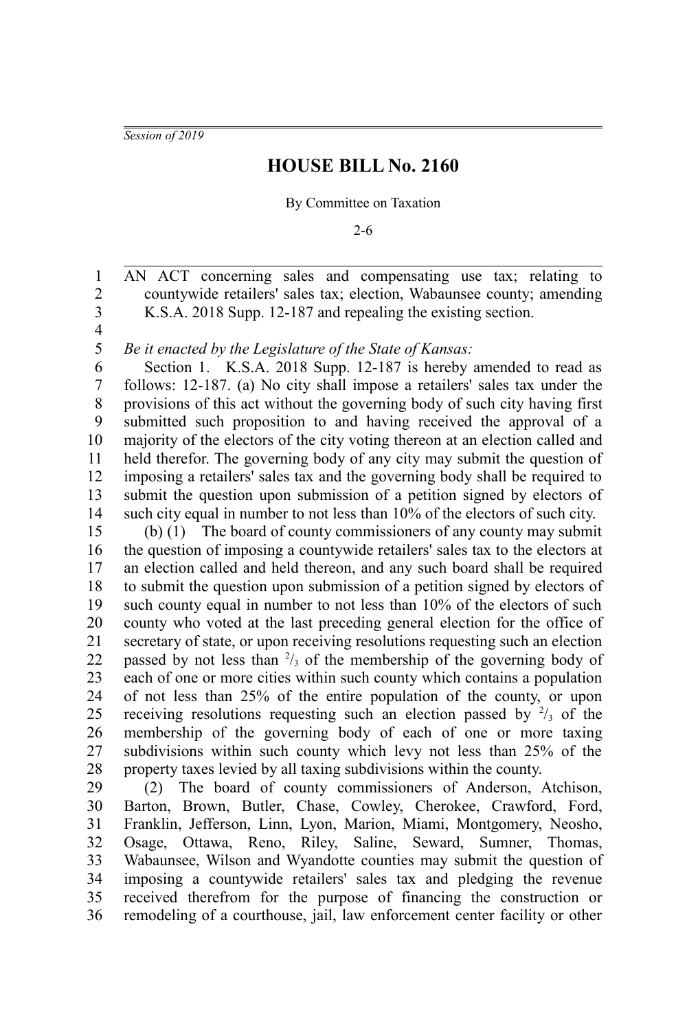*Session of 2019*

# HOUSE BILL No. 2160

By Committee on Taxation

2-6

AN ACT concerning sales and compensating use tax; relating to countywide retailers' sales tax; election, Wabaunsee county; amending K.S.A. 2018 Supp. 12-187 and repealing the existing section.

*Be it enacted by the Legislature of the State of Kansas:*

Section 1. K.S.A. 2018 Supp. 12-187 is hereby amended to read as follows: 12-187. (a) No city shall impose a retailers' sales tax under the provisions of this act without the governing body of such city having first submitted such proposition to and having received the approval of a majority of the electors of the city voting thereon at an election called and held therefor. The governing body of any city may submit the question of imposing a retailers' sales tax and the governing body shall be required to submit the question upon submission of a petition signed by electors of such city equal in number to not less than 10% of the electors of such city.

(b) (1) The board of county commissioners of any county may submit the question of imposing a countywide retailers' sales tax to the electors at an election called and held thereon, and any such board shall be required to submit the question upon submission of a petition signed by electors of such county equal in number to not less than 10% of the electors of such county who voted at the last preceding general election for the office of secretary of state, or upon receiving resolutions requesting such an election passed by not less than $^2/_3$ of the membership of the governing body of each of one or more cities within such county which contains a population of not less than 25% of the entire population of the county, or upon receiving resolutions requesting such an election passed by $^2/_3$ of the membership of the governing body of each of one or more taxing subdivisions within such county which levy not less than 25% of the property taxes levied by all taxing subdivisions within the county.

(2) The board of county commissioners of Anderson, Atchison, Barton, Brown, Butler, Chase, Cowley, Cherokee, Crawford, Ford, Franklin, Jefferson, Linn, Lyon, Marion, Miami, Montgomery, Neosho, Osage, Ottawa, Reno, Riley, Saline, Seward, Sumner, Thomas, Wabaunsee, Wilson and Wyandotte counties may submit the question of imposing a countywide retailers' sales tax and pledging the revenue received therefrom for the purpose of financing the construction or remodeling of a courthouse, jail, law enforcement center facility or other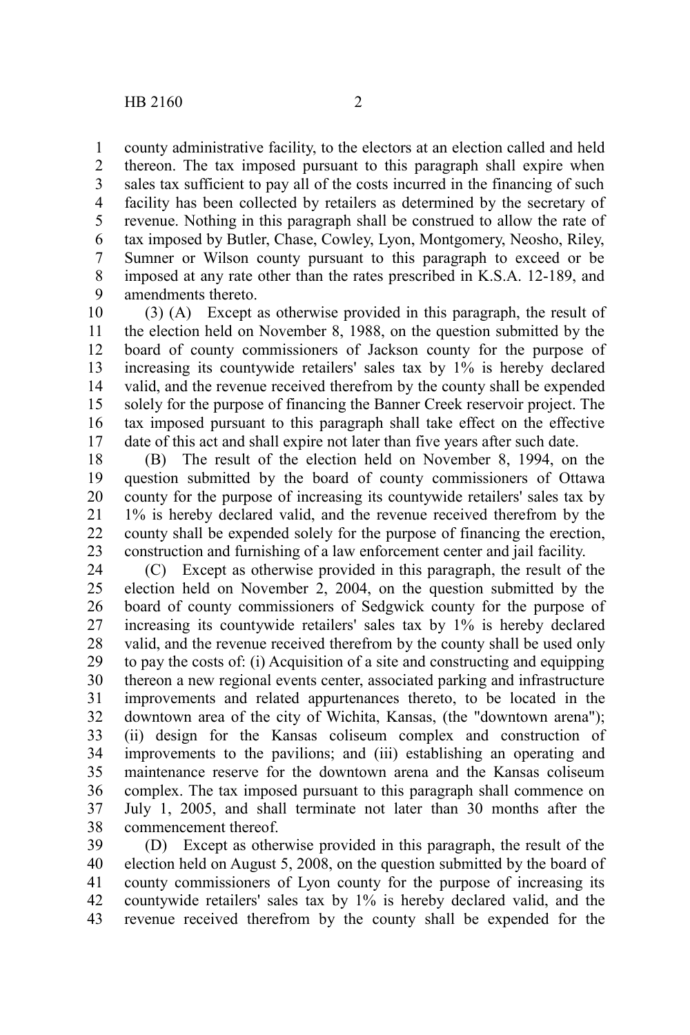county administrative facility, to the electors at an election called and held thereon. The tax imposed pursuant to this paragraph shall expire when sales tax sufficient to pay all of the costs incurred in the financing of such facility has been collected by retailers as determined by the secretary of revenue. Nothing in this paragraph shall be construed to allow the rate of tax imposed by Butler, Chase, Cowley, Lyon, Montgomery, Neosho, Riley, Sumner or Wilson county pursuant to this paragraph to exceed or be imposed at any rate other than the rates prescribed in K.S.A. 12-189, and amendments thereto.

(3) (A) Except as otherwise provided in this paragraph, the result of the election held on November 8, 1988, on the question submitted by the board of county commissioners of Jackson county for the purpose of increasing its countywide retailers' sales tax by 1% is hereby declared valid, and the revenue received therefrom by the county shall be expended solely for the purpose of financing the Banner Creek reservoir project. The tax imposed pursuant to this paragraph shall take effect on the effective date of this act and shall expire not later than five years after such date.

(B) The result of the election held on November 8, 1994, on the question submitted by the board of county commissioners of Ottawa county for the purpose of increasing its countywide retailers' sales tax by 1% is hereby declared valid, and the revenue received therefrom by the county shall be expended solely for the purpose of financing the erection, construction and furnishing of a law enforcement center and jail facility.

(C) Except as otherwise provided in this paragraph, the result of the election held on November 2, 2004, on the question submitted by the board of county commissioners of Sedgwick county for the purpose of increasing its countywide retailers' sales tax by 1% is hereby declared valid, and the revenue received therefrom by the county shall be used only to pay the costs of: (i) Acquisition of a site and constructing and equipping thereon a new regional events center, associated parking and infrastructure improvements and related appurtenances thereto, to be located in the downtown area of the city of Wichita, Kansas, (the "downtown arena"); (ii) design for the Kansas coliseum complex and construction of improvements to the pavilions; and (iii) establishing an operating and maintenance reserve for the downtown arena and the Kansas coliseum complex. The tax imposed pursuant to this paragraph shall commence on July 1, 2005, and shall terminate not later than 30 months after the commencement thereof.

(D) Except as otherwise provided in this paragraph, the result of the election held on August 5, 2008, on the question submitted by the board of county commissioners of Lyon county for the purpose of increasing its countywide retailers' sales tax by 1% is hereby declared valid, and the revenue received therefrom by the county shall be expended for the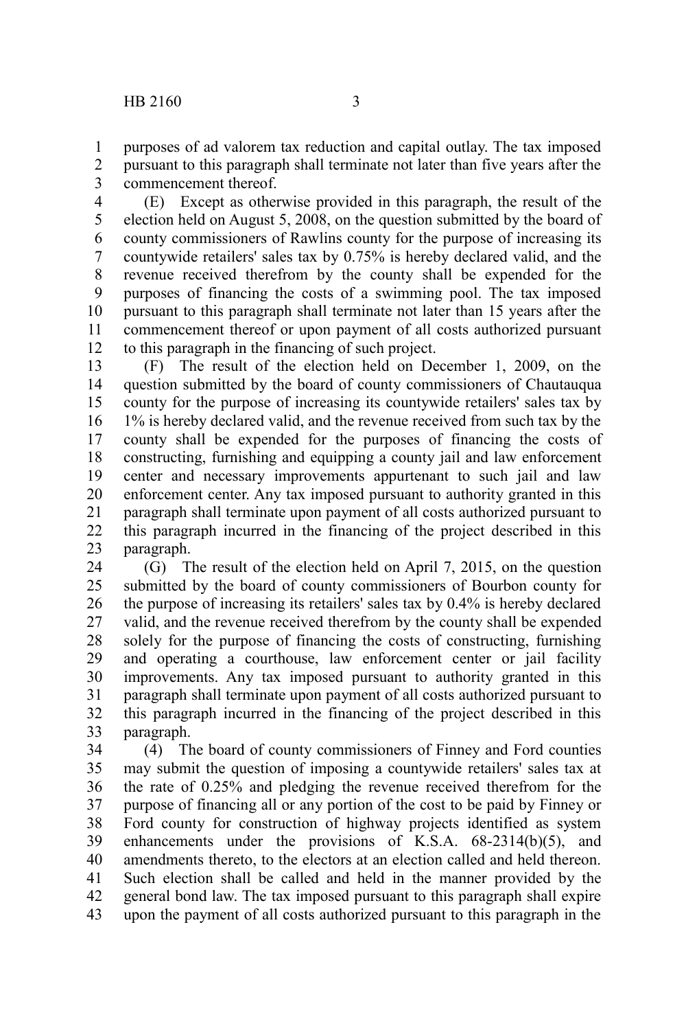purposes of ad valorem tax reduction and capital outlay. The tax imposed pursuant to this paragraph shall terminate not later than five years after the commencement thereof.

(E) Except as otherwise provided in this paragraph, the result of the election held on August 5, 2008, on the question submitted by the board of county commissioners of Rawlins county for the purpose of increasing its countywide retailers' sales tax by 0.75% is hereby declared valid, and the revenue received therefrom by the county shall be expended for the purposes of financing the costs of a swimming pool. The tax imposed pursuant to this paragraph shall terminate not later than 15 years after the commencement thereof or upon payment of all costs authorized pursuant to this paragraph in the financing of such project.

(F) The result of the election held on December 1, 2009, on the question submitted by the board of county commissioners of Chautauqua county for the purpose of increasing its countywide retailers' sales tax by 1% is hereby declared valid, and the revenue received from such tax by the county shall be expended for the purposes of financing the costs of constructing, furnishing and equipping a county jail and law enforcement center and necessary improvements appurtenant to such jail and law enforcement center. Any tax imposed pursuant to authority granted in this paragraph shall terminate upon payment of all costs authorized pursuant to this paragraph incurred in the financing of the project described in this paragraph.

(G) The result of the election held on April 7, 2015, on the question submitted by the board of county commissioners of Bourbon county for the purpose of increasing its retailers' sales tax by 0.4% is hereby declared valid, and the revenue received therefrom by the county shall be expended solely for the purpose of financing the costs of constructing, furnishing and operating a courthouse, law enforcement center or jail facility improvements. Any tax imposed pursuant to authority granted in this paragraph shall terminate upon payment of all costs authorized pursuant to this paragraph incurred in the financing of the project described in this paragraph.

(4) The board of county commissioners of Finney and Ford counties may submit the question of imposing a countywide retailers' sales tax at the rate of 0.25% and pledging the revenue received therefrom for the purpose of financing all or any portion of the cost to be paid by Finney or Ford county for construction of highway projects identified as system enhancements under the provisions of K.S.A. 68-2314(b)(5), and amendments thereto, to the electors at an election called and held thereon. Such election shall be called and held in the manner provided by the general bond law. The tax imposed pursuant to this paragraph shall expire upon the payment of all costs authorized pursuant to this paragraph in the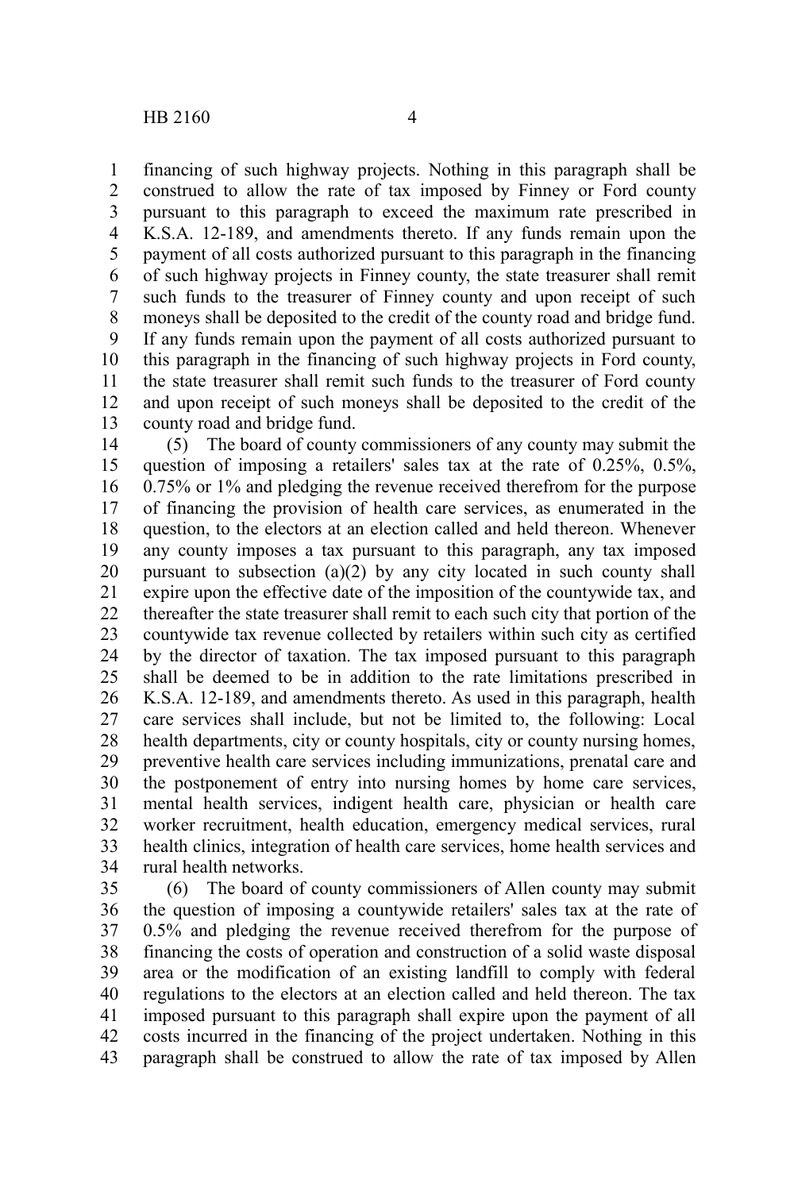financing of such highway projects. Nothing in this paragraph shall be construed to allow the rate of tax imposed by Finney or Ford county pursuant to this paragraph to exceed the maximum rate prescribed in K.S.A. 12-189, and amendments thereto. If any funds remain upon the payment of all costs authorized pursuant to this paragraph in the financing of such highway projects in Finney county, the state treasurer shall remit such funds to the treasurer of Finney county and upon receipt of such moneys shall be deposited to the credit of the county road and bridge fund. If any funds remain upon the payment of all costs authorized pursuant to this paragraph in the financing of such highway projects in Ford county, the state treasurer shall remit such funds to the treasurer of Ford county and upon receipt of such moneys shall be deposited to the credit of the county road and bridge fund.

(5) The board of county commissioners of any county may submit the question of imposing a retailers' sales tax at the rate of 0.25%, 0.5%, 0.75% or 1% and pledging the revenue received therefrom for the purpose of financing the provision of health care services, as enumerated in the question, to the electors at an election called and held thereon. Whenever any county imposes a tax pursuant to this paragraph, any tax imposed pursuant to subsection (a)(2) by any city located in such county shall expire upon the effective date of the imposition of the countywide tax, and thereafter the state treasurer shall remit to each such city that portion of the countywide tax revenue collected by retailers within such city as certified by the director of taxation. The tax imposed pursuant to this paragraph shall be deemed to be in addition to the rate limitations prescribed in K.S.A. 12-189, and amendments thereto. As used in this paragraph, health care services shall include, but not be limited to, the following: Local health departments, city or county hospitals, city or county nursing homes, preventive health care services including immunizations, prenatal care and the postponement of entry into nursing homes by home care services, mental health services, indigent health care, physician or health care worker recruitment, health education, emergency medical services, rural health clinics, integration of health care services, home health services and rural health networks.

(6) The board of county commissioners of Allen county may submit the question of imposing a countywide retailers' sales tax at the rate of 0.5% and pledging the revenue received therefrom for the purpose of financing the costs of operation and construction of a solid waste disposal area or the modification of an existing landfill to comply with federal regulations to the electors at an election called and held thereon. The tax imposed pursuant to this paragraph shall expire upon the payment of all costs incurred in the financing of the project undertaken. Nothing in this paragraph shall be construed to allow the rate of tax imposed by Allen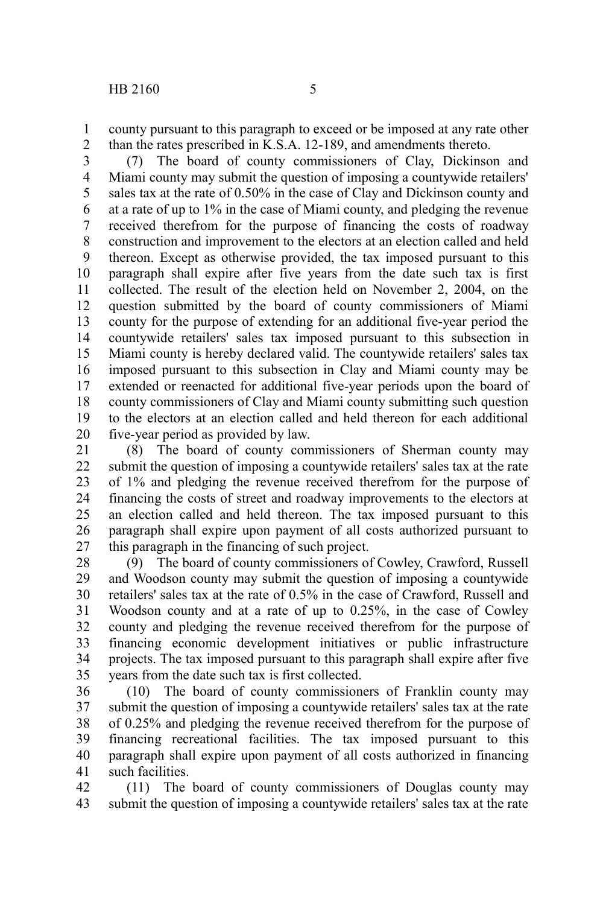county pursuant to this paragraph to exceed or be imposed at any rate other than the rates prescribed in K.S.A. 12-189, and amendments thereto.

(7) The board of county commissioners of Clay, Dickinson and Miami county may submit the question of imposing a countywide retailers' sales tax at the rate of 0.50% in the case of Clay and Dickinson county and at a rate of up to 1% in the case of Miami county, and pledging the revenue received therefrom for the purpose of financing the costs of roadway construction and improvement to the electors at an election called and held thereon. Except as otherwise provided, the tax imposed pursuant to this paragraph shall expire after five years from the date such tax is first collected. The result of the election held on November 2, 2004, on the question submitted by the board of county commissioners of Miami county for the purpose of extending for an additional five-year period the countywide retailers' sales tax imposed pursuant to this subsection in Miami county is hereby declared valid. The countywide retailers' sales tax imposed pursuant to this subsection in Clay and Miami county may be extended or reenacted for additional five-year periods upon the board of county commissioners of Clay and Miami county submitting such question to the electors at an election called and held thereon for each additional five-year period as provided by law.

(8) The board of county commissioners of Sherman county may submit the question of imposing a countywide retailers' sales tax at the rate of 1% and pledging the revenue received therefrom for the purpose of financing the costs of street and roadway improvements to the electors at an election called and held thereon. The tax imposed pursuant to this paragraph shall expire upon payment of all costs authorized pursuant to this paragraph in the financing of such project.

(9) The board of county commissioners of Cowley, Crawford, Russell and Woodson county may submit the question of imposing a countywide retailers' sales tax at the rate of 0.5% in the case of Crawford, Russell and Woodson county and at a rate of up to 0.25%, in the case of Cowley county and pledging the revenue received therefrom for the purpose of financing economic development initiatives or public infrastructure projects. The tax imposed pursuant to this paragraph shall expire after five years from the date such tax is first collected.

(10) The board of county commissioners of Franklin county may submit the question of imposing a countywide retailers' sales tax at the rate of 0.25% and pledging the revenue received therefrom for the purpose of financing recreational facilities. The tax imposed pursuant to this paragraph shall expire upon payment of all costs authorized in financing such facilities.

(11) The board of county commissioners of Douglas county may submit the question of imposing a countywide retailers' sales tax at the rate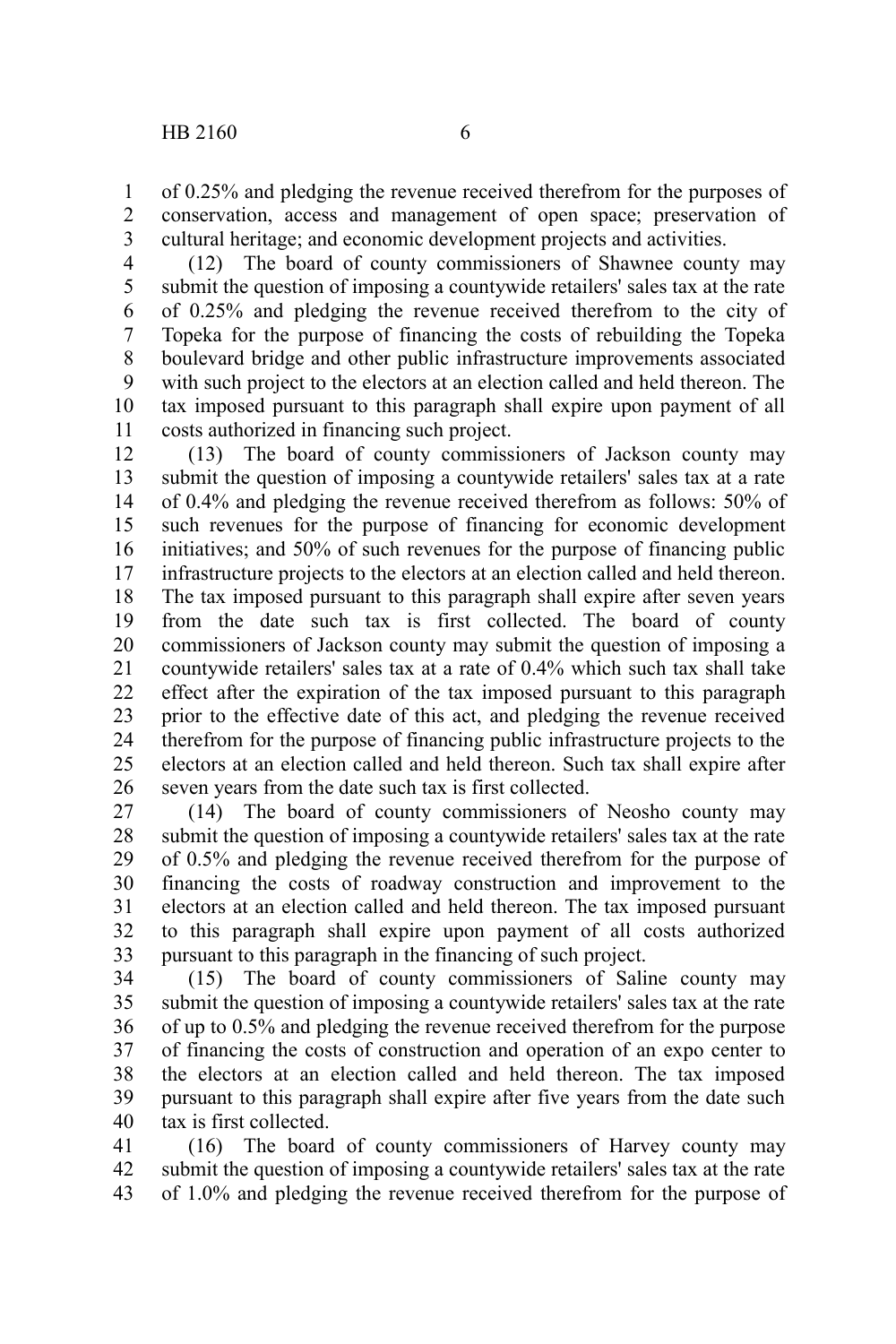of 0.25% and pledging the revenue received therefrom for the purposes of conservation, access and management of open space; preservation of cultural heritage; and economic development projects and activities.

(12) The board of county commissioners of Shawnee county may submit the question of imposing a countywide retailers' sales tax at the rate of 0.25% and pledging the revenue received therefrom to the city of Topeka for the purpose of financing the costs of rebuilding the Topeka boulevard bridge and other public infrastructure improvements associated with such project to the electors at an election called and held thereon. The tax imposed pursuant to this paragraph shall expire upon payment of all costs authorized in financing such project.

(13) The board of county commissioners of Jackson county may submit the question of imposing a countywide retailers' sales tax at a rate of 0.4% and pledging the revenue received therefrom as follows: 50% of such revenues for the purpose of financing for economic development initiatives; and 50% of such revenues for the purpose of financing public infrastructure projects to the electors at an election called and held thereon. The tax imposed pursuant to this paragraph shall expire after seven years from the date such tax is first collected. The board of county commissioners of Jackson county may submit the question of imposing a countywide retailers' sales tax at a rate of 0.4% which such tax shall take effect after the expiration of the tax imposed pursuant to this paragraph prior to the effective date of this act, and pledging the revenue received therefrom for the purpose of financing public infrastructure projects to the electors at an election called and held thereon. Such tax shall expire after seven years from the date such tax is first collected.

(14) The board of county commissioners of Neosho county may submit the question of imposing a countywide retailers' sales tax at the rate of 0.5% and pledging the revenue received therefrom for the purpose of financing the costs of roadway construction and improvement to the electors at an election called and held thereon. The tax imposed pursuant to this paragraph shall expire upon payment of all costs authorized pursuant to this paragraph in the financing of such project.

(15) The board of county commissioners of Saline county may submit the question of imposing a countywide retailers' sales tax at the rate of up to 0.5% and pledging the revenue received therefrom for the purpose of financing the costs of construction and operation of an expo center to the electors at an election called and held thereon. The tax imposed pursuant to this paragraph shall expire after five years from the date such tax is first collected.

(16) The board of county commissioners of Harvey county may submit the question of imposing a countywide retailers' sales tax at the rate of 1.0% and pledging the revenue received therefrom for the purpose of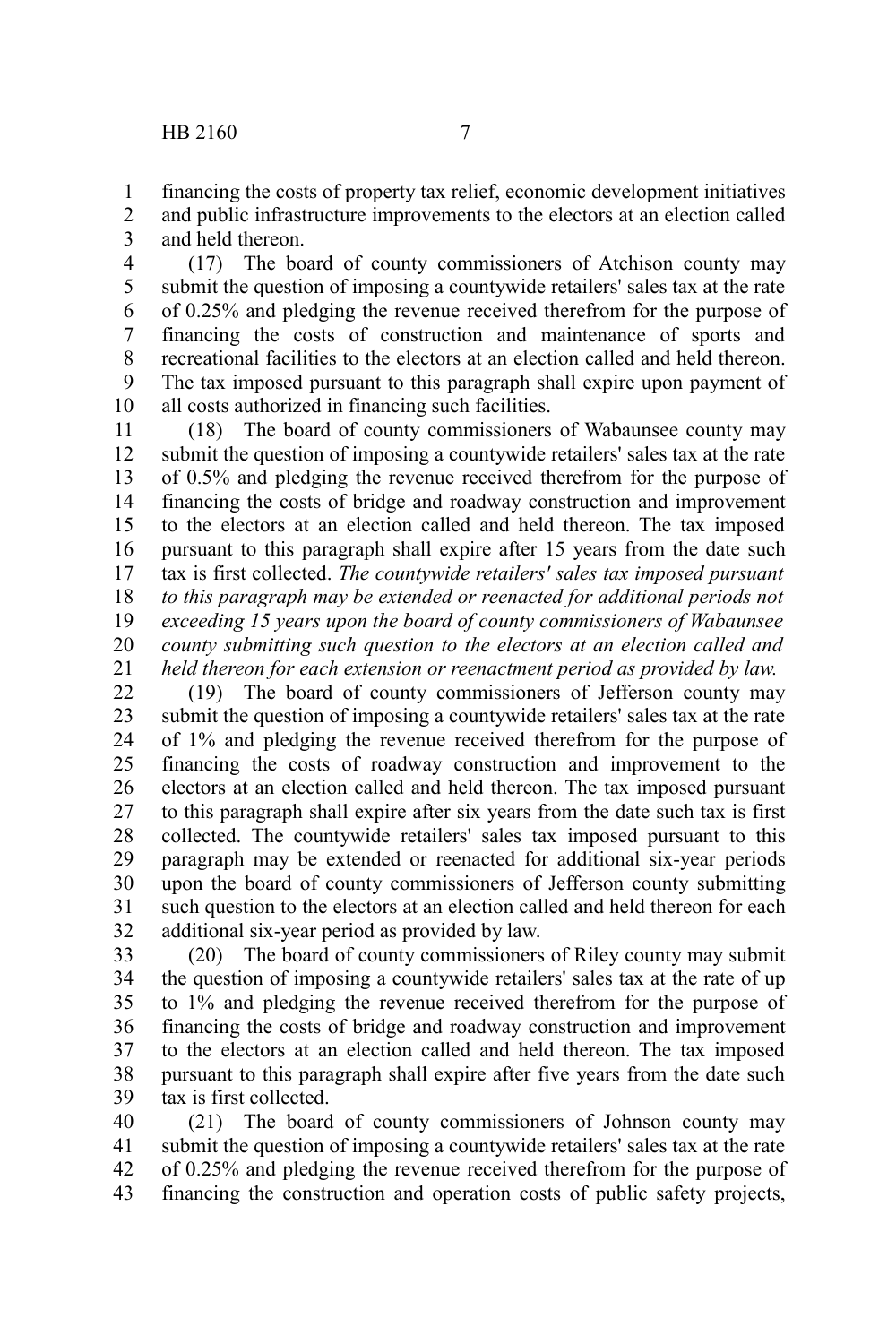financing the costs of property tax relief, economic development initiatives and public infrastructure improvements to the electors at an election called and held thereon.

(17) The board of county commissioners of Atchison county may submit the question of imposing a countywide retailers' sales tax at the rate of 0.25% and pledging the revenue received therefrom for the purpose of financing the costs of construction and maintenance of sports and recreational facilities to the electors at an election called and held thereon. The tax imposed pursuant to this paragraph shall expire upon payment of all costs authorized in financing such facilities.

(18) The board of county commissioners of Wabaunsee county may submit the question of imposing a countywide retailers' sales tax at the rate of 0.5% and pledging the revenue received therefrom for the purpose of financing the costs of bridge and roadway construction and improvement to the electors at an election called and held thereon. The tax imposed pursuant to this paragraph shall expire after 15 years from the date such tax is first collected. *The countywide retailers' sales tax imposed pursuant to this paragraph may be extended or reenacted for additional periods not exceeding 15 years upon the board of county commissioners of Wabaunsee county submitting such question to the electors at an election called and held thereon for each extension or reenactment period as provided by law.*

(19) The board of county commissioners of Jefferson county may submit the question of imposing a countywide retailers' sales tax at the rate of 1% and pledging the revenue received therefrom for the purpose of financing the costs of roadway construction and improvement to the electors at an election called and held thereon. The tax imposed pursuant to this paragraph shall expire after six years from the date such tax is first collected. The countywide retailers' sales tax imposed pursuant to this paragraph may be extended or reenacted for additional six-year periods upon the board of county commissioners of Jefferson county submitting such question to the electors at an election called and held thereon for each additional six-year period as provided by law.

(20) The board of county commissioners of Riley county may submit the question of imposing a countywide retailers' sales tax at the rate of up to 1% and pledging the revenue received therefrom for the purpose of financing the costs of bridge and roadway construction and improvement to the electors at an election called and held thereon. The tax imposed pursuant to this paragraph shall expire after five years from the date such tax is first collected.

(21) The board of county commissioners of Johnson county may submit the question of imposing a countywide retailers' sales tax at the rate of 0.25% and pledging the revenue received therefrom for the purpose of financing the construction and operation costs of public safety projects,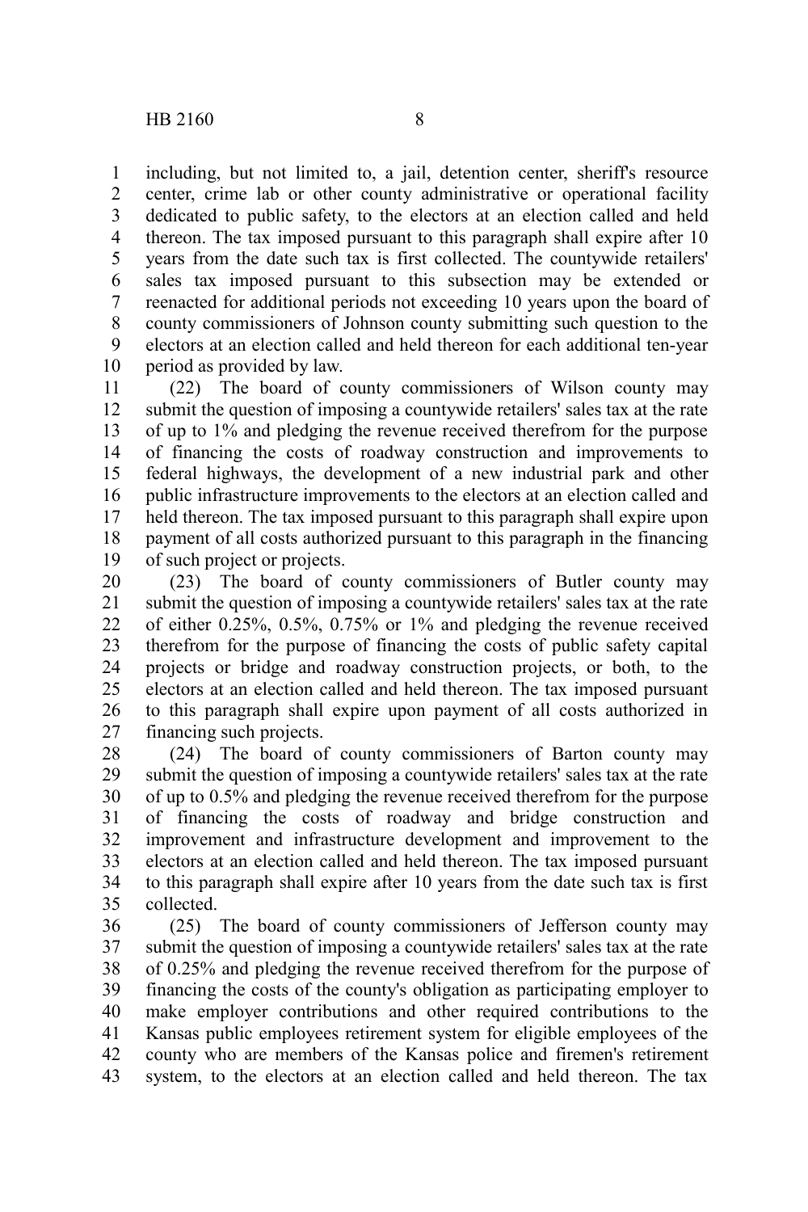including, but not limited to, a jail, detention center, sheriff's resource center, crime lab or other county administrative or operational facility dedicated to public safety, to the electors at an election called and held thereon. The tax imposed pursuant to this paragraph shall expire after 10 years from the date such tax is first collected. The countywide retailers' sales tax imposed pursuant to this subsection may be extended or reenacted for additional periods not exceeding 10 years upon the board of county commissioners of Johnson county submitting such question to the electors at an election called and held thereon for each additional ten-year period as provided by law.

(22) The board of county commissioners of Wilson county may submit the question of imposing a countywide retailers' sales tax at the rate of up to 1% and pledging the revenue received therefrom for the purpose of financing the costs of roadway construction and improvements to federal highways, the development of a new industrial park and other public infrastructure improvements to the electors at an election called and held thereon. The tax imposed pursuant to this paragraph shall expire upon payment of all costs authorized pursuant to this paragraph in the financing of such project or projects.

(23) The board of county commissioners of Butler county may submit the question of imposing a countywide retailers' sales tax at the rate of either 0.25%, 0.5%, 0.75% or 1% and pledging the revenue received therefrom for the purpose of financing the costs of public safety capital projects or bridge and roadway construction projects, or both, to the electors at an election called and held thereon. The tax imposed pursuant to this paragraph shall expire upon payment of all costs authorized in financing such projects.

(24) The board of county commissioners of Barton county may submit the question of imposing a countywide retailers' sales tax at the rate of up to 0.5% and pledging the revenue received therefrom for the purpose of financing the costs of roadway and bridge construction and improvement and infrastructure development and improvement to the electors at an election called and held thereon. The tax imposed pursuant to this paragraph shall expire after 10 years from the date such tax is first collected.

(25) The board of county commissioners of Jefferson county may submit the question of imposing a countywide retailers' sales tax at the rate of 0.25% and pledging the revenue received therefrom for the purpose of financing the costs of the county's obligation as participating employer to make employer contributions and other required contributions to the Kansas public employees retirement system for eligible employees of the county who are members of the Kansas police and firemen's retirement system, to the electors at an election called and held thereon. The tax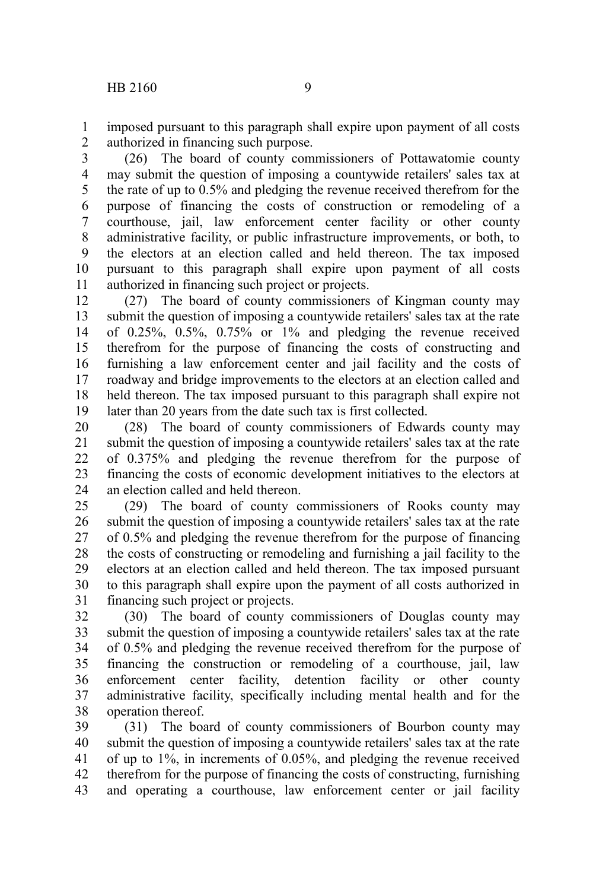imposed pursuant to this paragraph shall expire upon payment of all costs authorized in financing such purpose.

(26) The board of county commissioners of Pottawatomie county may submit the question of imposing a countywide retailers' sales tax at the rate of up to 0.5% and pledging the revenue received therefrom for the purpose of financing the costs of construction or remodeling of a courthouse, jail, law enforcement center facility or other county administrative facility, or public infrastructure improvements, or both, to the electors at an election called and held thereon. The tax imposed pursuant to this paragraph shall expire upon payment of all costs authorized in financing such project or projects.

(27) The board of county commissioners of Kingman county may submit the question of imposing a countywide retailers' sales tax at the rate of 0.25%, 0.5%, 0.75% or 1% and pledging the revenue received therefrom for the purpose of financing the costs of constructing and furnishing a law enforcement center and jail facility and the costs of roadway and bridge improvements to the electors at an election called and held thereon. The tax imposed pursuant to this paragraph shall expire not later than 20 years from the date such tax is first collected.

(28) The board of county commissioners of Edwards county may submit the question of imposing a countywide retailers' sales tax at the rate of 0.375% and pledging the revenue therefrom for the purpose of financing the costs of economic development initiatives to the electors at an election called and held thereon.

(29) The board of county commissioners of Rooks county may submit the question of imposing a countywide retailers' sales tax at the rate of 0.5% and pledging the revenue therefrom for the purpose of financing the costs of constructing or remodeling and furnishing a jail facility to the electors at an election called and held thereon. The tax imposed pursuant to this paragraph shall expire upon the payment of all costs authorized in financing such project or projects.

(30) The board of county commissioners of Douglas county may submit the question of imposing a countywide retailers' sales tax at the rate of 0.5% and pledging the revenue received therefrom for the purpose of financing the construction or remodeling of a courthouse, jail, law enforcement center facility, detention facility or other county administrative facility, specifically including mental health and for the operation thereof.

(31) The board of county commissioners of Bourbon county may submit the question of imposing a countywide retailers' sales tax at the rate of up to 1%, in increments of 0.05%, and pledging the revenue received therefrom for the purpose of financing the costs of constructing, furnishing and operating a courthouse, law enforcement center or jail facility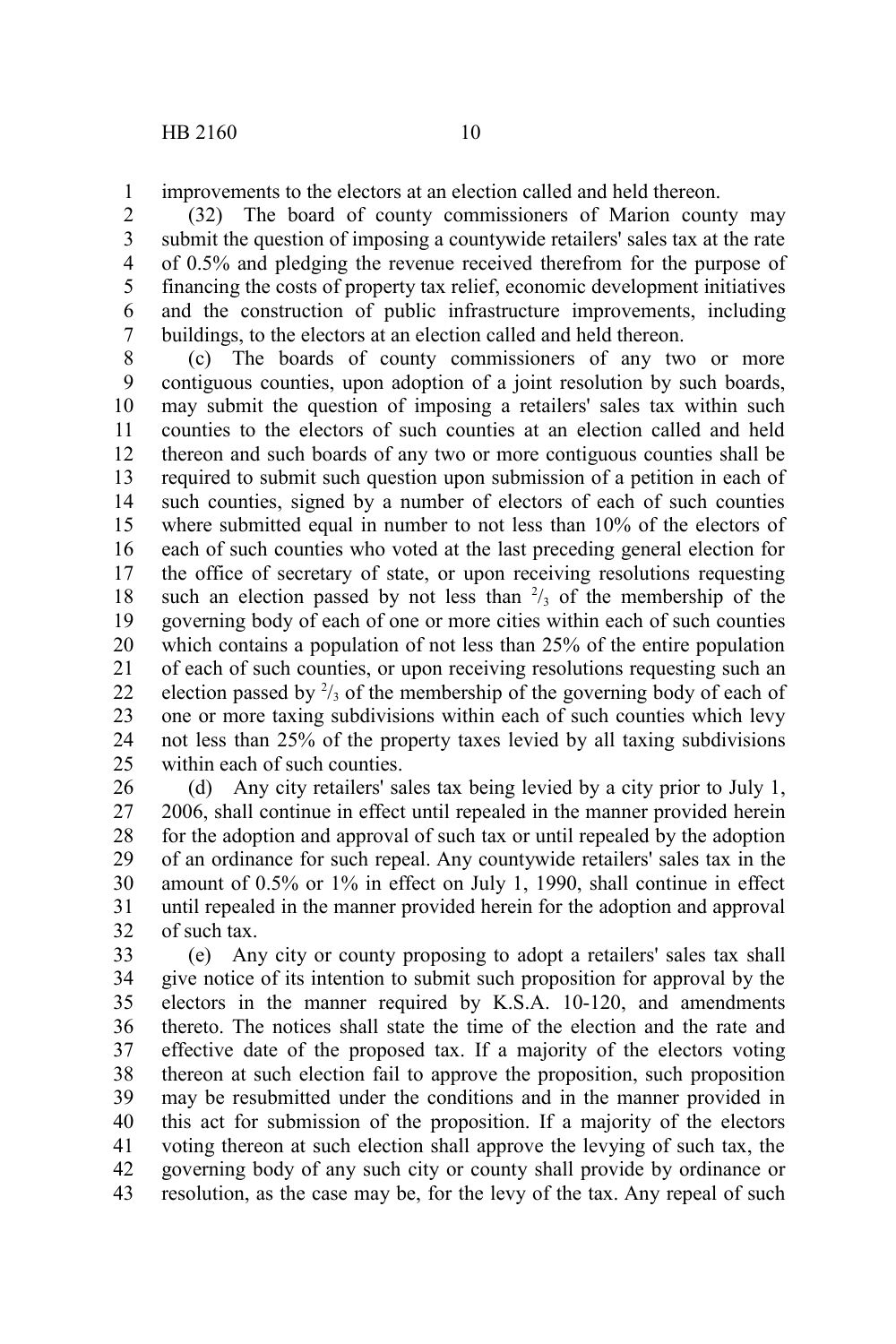improvements to the electors at an election called and held thereon.

(32) The board of county commissioners of Marion county may submit the question of imposing a countywide retailers' sales tax at the rate of 0.5% and pledging the revenue received therefrom for the purpose of financing the costs of property tax relief, economic development initiatives and the construction of public infrastructure improvements, including buildings, to the electors at an election called and held thereon.

(c) The boards of county commissioners of any two or more contiguous counties, upon adoption of a joint resolution by such boards, may submit the question of imposing a retailers' sales tax within such counties to the electors of such counties at an election called and held thereon and such boards of any two or more contiguous counties shall be required to submit such question upon submission of a petition in each of such counties, signed by a number of electors of each of such counties where submitted equal in number to not less than 10% of the electors of each of such counties who voted at the last preceding general election for the office of secretary of state, or upon receiving resolutions requesting such an election passed by not less than $^2/_3$ of the membership of the governing body of each of one or more cities within each of such counties which contains a population of not less than 25% of the entire population of each of such counties, or upon receiving resolutions requesting such an election passed by $^2/_3$ of the membership of the governing body of each of one or more taxing subdivisions within each of such counties which levy not less than 25% of the property taxes levied by all taxing subdivisions within each of such counties.

(d) Any city retailers' sales tax being levied by a city prior to July 1, 2006, shall continue in effect until repealed in the manner provided herein for the adoption and approval of such tax or until repealed by the adoption of an ordinance for such repeal. Any countywide retailers' sales tax in the amount of 0.5% or 1% in effect on July 1, 1990, shall continue in effect until repealed in the manner provided herein for the adoption and approval of such tax.

(e) Any city or county proposing to adopt a retailers' sales tax shall give notice of its intention to submit such proposition for approval by the electors in the manner required by K.S.A. 10-120, and amendments thereto. The notices shall state the time of the election and the rate and effective date of the proposed tax. If a majority of the electors voting thereon at such election fail to approve the proposition, such proposition may be resubmitted under the conditions and in the manner provided in this act for submission of the proposition. If a majority of the electors voting thereon at such election shall approve the levying of such tax, the governing body of any such city or county shall provide by ordinance or resolution, as the case may be, for the levy of the tax. Any repeal of such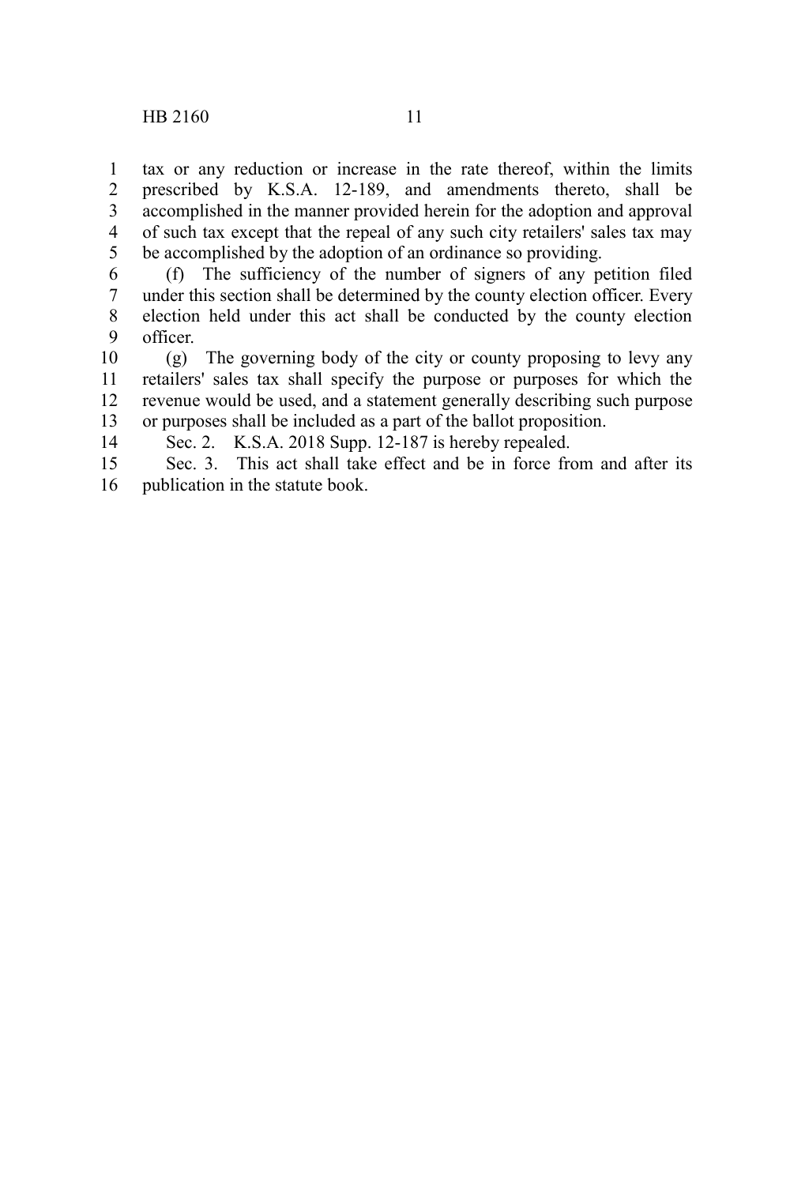tax or any reduction or increase in the rate thereof, within the limits prescribed by K.S.A. 12-189, and amendments thereto, shall be accomplished in the manner provided herein for the adoption and approval of such tax except that the repeal of any such city retailers' sales tax may be accomplished by the adoption of an ordinance so providing.

(f) The sufficiency of the number of signers of any petition filed under this section shall be determined by the county election officer. Every election held under this act shall be conducted by the county election officer.

(g) The governing body of the city or county proposing to levy any retailers' sales tax shall specify the purpose or purposes for which the revenue would be used, and a statement generally describing such purpose or purposes shall be included as a part of the ballot proposition.

Sec. 2. K.S.A. 2018 Supp. 12-187 is hereby repealed.

Sec. 3. This act shall take effect and be in force from and after its publication in the statute book.